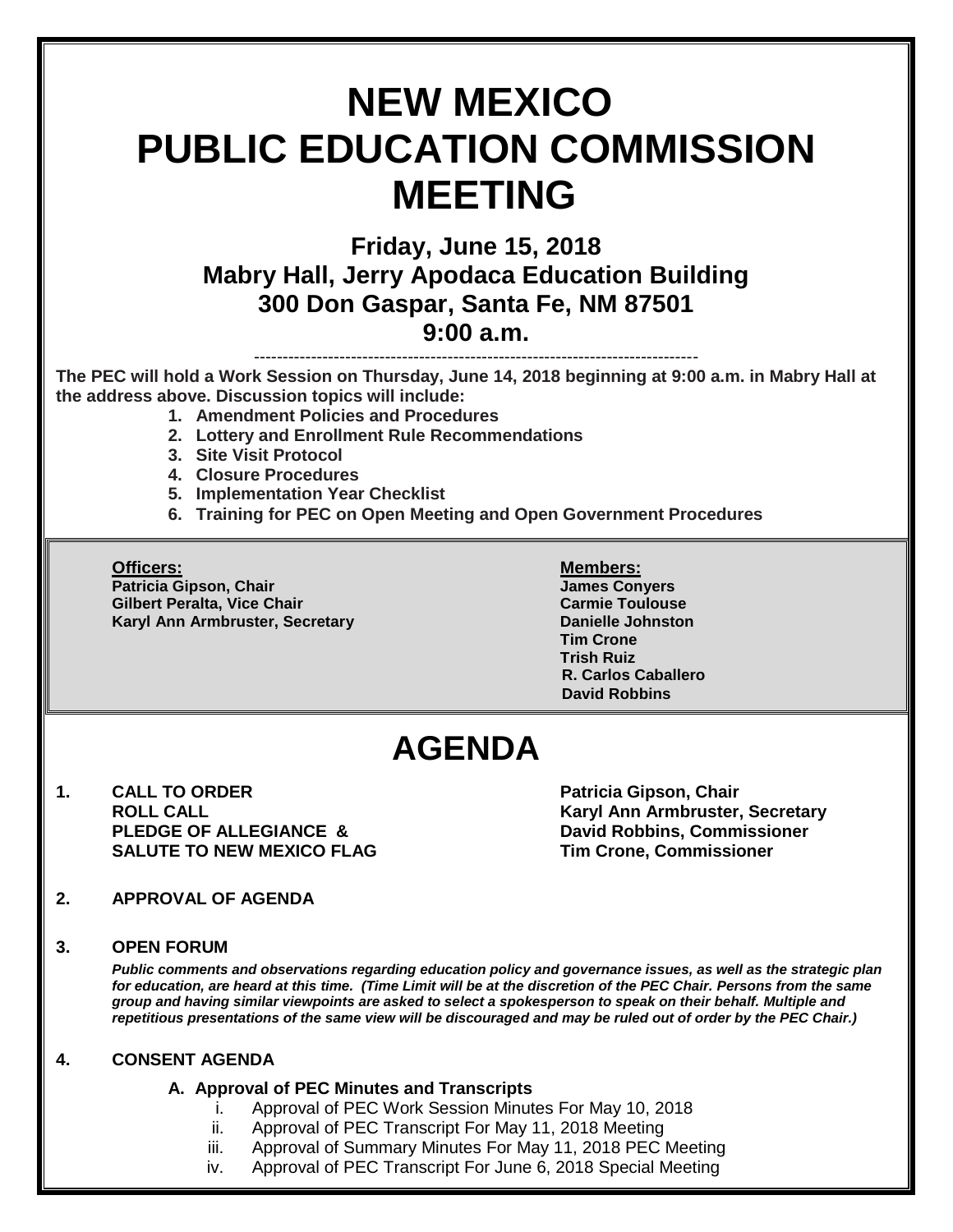# NEW MEXICO PUBLIC EDUCATION COMMISSION MEETING

## Friday, June 15, 2018
## Mabry Hall, Jerry Apodaca Education Building
## 300 Don Gaspar, Santa Fe, NM 87501
## 9:00 a.m.

---

**The PEC will hold a Work Session on Thursday, June 14, 2018 beginning at 9:00 a.m. in Mabry Hall at the address above. Discussion topics will include:**

1. **Amendment Policies and Procedures**
2. **Lottery and Enrollment Rule Recommendations**
3. **Site Visit Protocol**
4. **Closure Procedures**
5. **Implementation Year Checklist**
6. **Training for PEC on Open Meeting and Open Government Procedures**

**Officers:**
**Patricia Gipson, Chair**
**Gilbert Peralta, Vice Chair**
**Karyl Ann Armbruster, Secretary**

**Members:**
**James Conyers**
**Carmie Toulouse**
**Danielle Johnston**
**Tim Crone**
**Trish Ruiz**
**R. Carlos Caballero**
**David Robbins**

# AGENDA

**1. CALL TO ORDER** — **Patricia Gipson, Chair**
**ROLL CALL** — **Karyl Ann Armbruster, Secretary**
**PLEDGE OF ALLEGIANCE & SALUTE TO NEW MEXICO FLAG** — **David Robbins, Commissioner**; **Tim Crone, Commissioner**

**2. APPROVAL OF AGENDA**

**3. OPEN FORUM**

***Public comments and observations regarding education policy and governance issues, as well as the strategic plan for education, are heard at this time. (Time Limit will be at the discretion of the PEC Chair. Persons from the same group and having similar viewpoints are asked to select a spokesperson to speak on their behalf. Multiple and repetitious presentations of the same view will be discouraged and may be ruled out of order by the PEC Chair.)***

**4. CONSENT AGENDA**

**A. Approval of PEC Minutes and Transcripts**

i. Approval of PEC Work Session Minutes For May 10, 2018
ii. Approval of PEC Transcript For May 11, 2018 Meeting
iii. Approval of Summary Minutes For May 11, 2018 PEC Meeting
iv. Approval of PEC Transcript For June 6, 2018 Special Meeting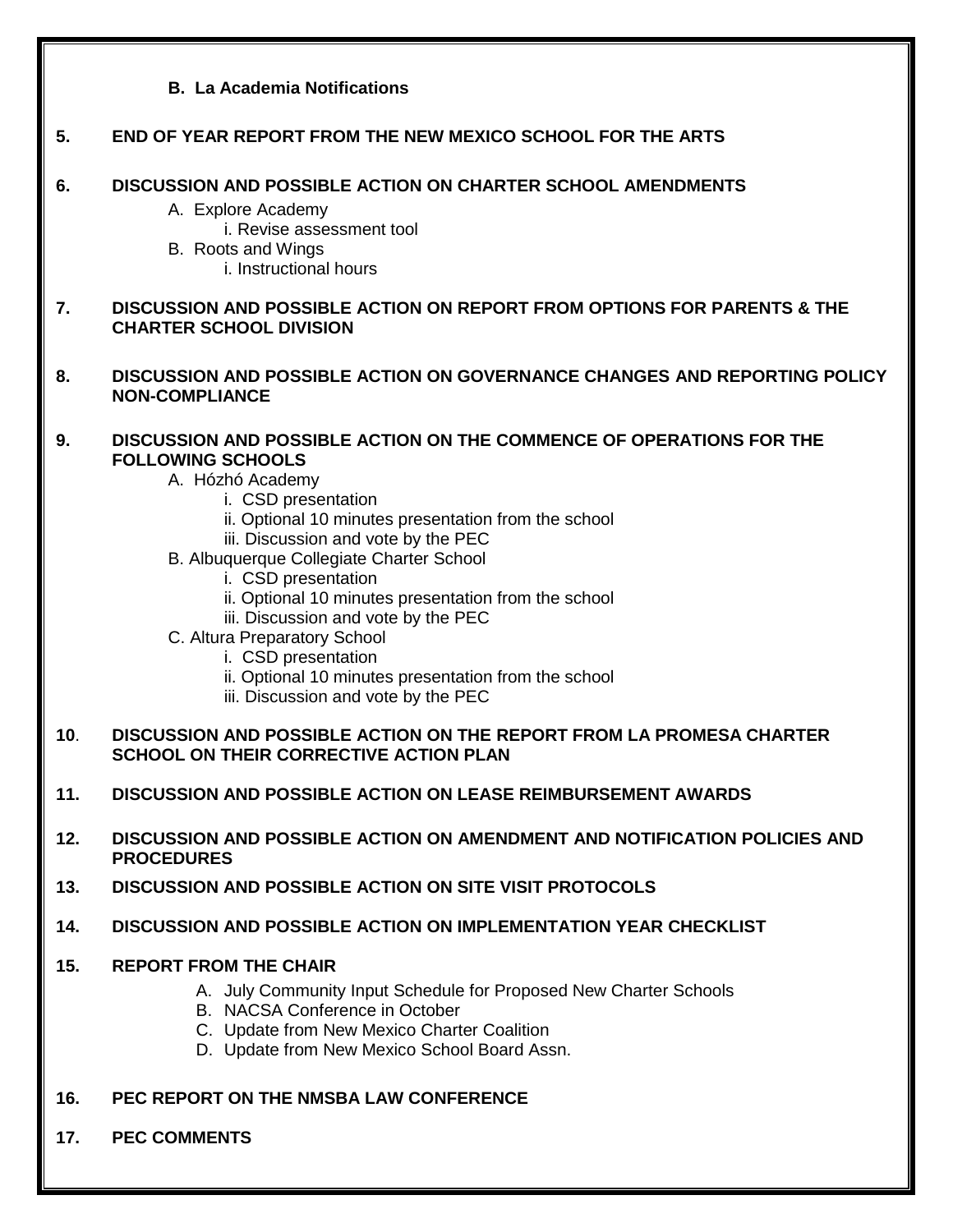**B. La Academia Notifications**

**5. END OF YEAR REPORT FROM THE NEW MEXICO SCHOOL FOR THE ARTS**

**6. DISCUSSION AND POSSIBLE ACTION ON CHARTER SCHOOL AMENDMENTS**

- A. Explore Academy
  - i. Revise assessment tool
- B. Roots and Wings
  - i. Instructional hours

**7. DISCUSSION AND POSSIBLE ACTION ON REPORT FROM OPTIONS FOR PARENTS & THE CHARTER SCHOOL DIVISION**

**8. DISCUSSION AND POSSIBLE ACTION ON GOVERNANCE CHANGES AND REPORTING POLICY NON-COMPLIANCE**

**9. DISCUSSION AND POSSIBLE ACTION ON THE COMMENCE OF OPERATIONS FOR THE FOLLOWING SCHOOLS**

- A. Hózhó Academy
  - i. CSD presentation
  - ii. Optional 10 minutes presentation from the school
  - iii. Discussion and vote by the PEC
- B. Albuquerque Collegiate Charter School
  - i. CSD presentation
  - ii. Optional 10 minutes presentation from the school
  - iii. Discussion and vote by the PEC
- C. Altura Preparatory School
  - i. CSD presentation
  - ii. Optional 10 minutes presentation from the school
  - iii. Discussion and vote by the PEC

**10. DISCUSSION AND POSSIBLE ACTION ON THE REPORT FROM LA PROMESA CHARTER SCHOOL ON THEIR CORRECTIVE ACTION PLAN**

**11. DISCUSSION AND POSSIBLE ACTION ON LEASE REIMBURSEMENT AWARDS**

**12. DISCUSSION AND POSSIBLE ACTION ON AMENDMENT AND NOTIFICATION POLICIES AND PROCEDURES**

**13. DISCUSSION AND POSSIBLE ACTION ON SITE VISIT PROTOCOLS**

**14. DISCUSSION AND POSSIBLE ACTION ON IMPLEMENTATION YEAR CHECKLIST**

**15. REPORT FROM THE CHAIR**

- A. July Community Input Schedule for Proposed New Charter Schools
- B. NACSA Conference in October
- C. Update from New Mexico Charter Coalition
- D. Update from New Mexico School Board Assn.

**16. PEC REPORT ON THE NMSBA LAW CONFERENCE**

**17. PEC COMMENTS**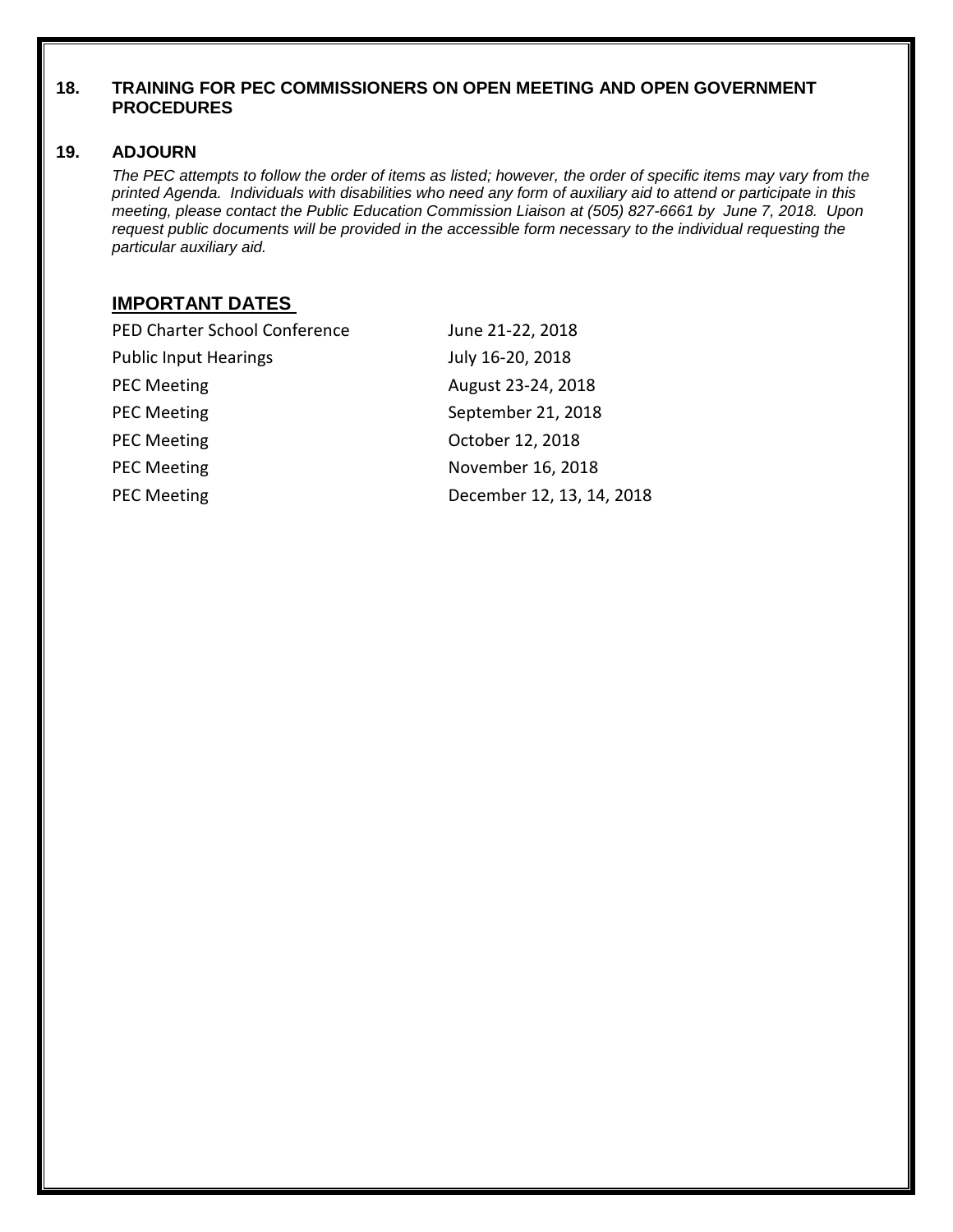**18. TRAINING FOR PEC COMMISSIONERS ON OPEN MEETING AND OPEN GOVERNMENT PROCEDURES**

**19. ADJOURN**

*The PEC attempts to follow the order of items as listed; however, the order of specific items may vary from the printed Agenda. Individuals with disabilities who need any form of auxiliary aid to attend or participate in this meeting, please contact the Public Education Commission Liaison at (505) 827-6661 by June 7, 2018. Upon request public documents will be provided in the accessible form necessary to the individual requesting the particular auxiliary aid.*

## IMPORTANT DATES

| | |
|---|---|
| PED Charter School Conference | June 21-22, 2018 |
| Public Input Hearings | July 16-20, 2018 |
| PEC Meeting | August 23-24, 2018 |
| PEC Meeting | September 21, 2018 |
| PEC Meeting | October 12, 2018 |
| PEC Meeting | November 16, 2018 |
| PEC Meeting | December 12, 13, 14, 2018 |